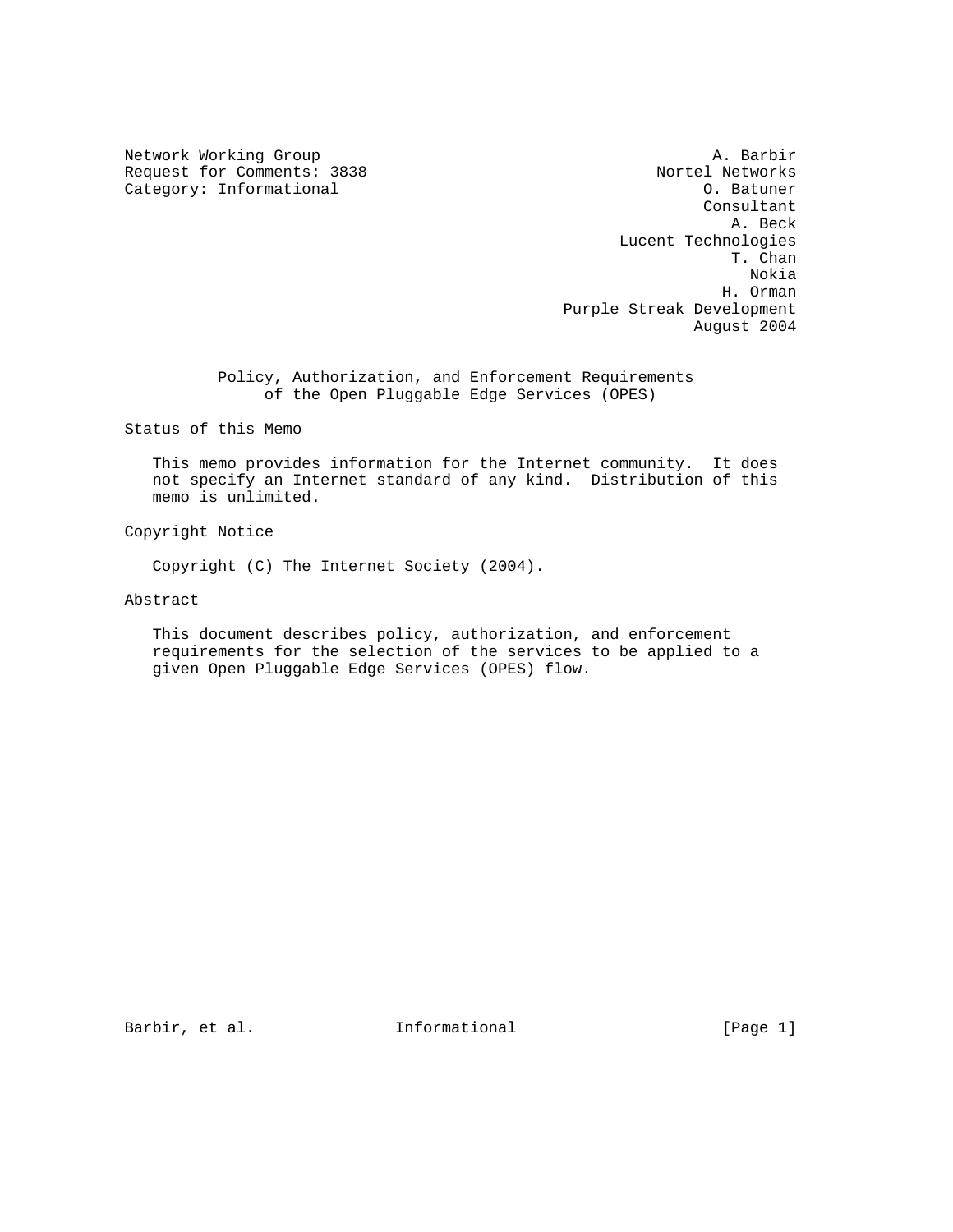Network Working Group
Request for Comments: 3838
Category: Informational

A. Barbir
Nortel Networks
O. Batuner
Consultant
A. Beck
Lucent Technologies
T. Chan
Nokia
H. Orman
Purple Streak Development
August 2004

# Policy, Authorization, and Enforcement Requirements of the Open Pluggable Edge Services (OPES)

## Status of this Memo

This memo provides information for the Internet community. It does not specify an Internet standard of any kind. Distribution of this memo is unlimited.

## Copyright Notice

Copyright (C) The Internet Society (2004).

## Abstract

This document describes policy, authorization, and enforcement requirements for the selection of the services to be applied to a given Open Pluggable Edge Services (OPES) flow.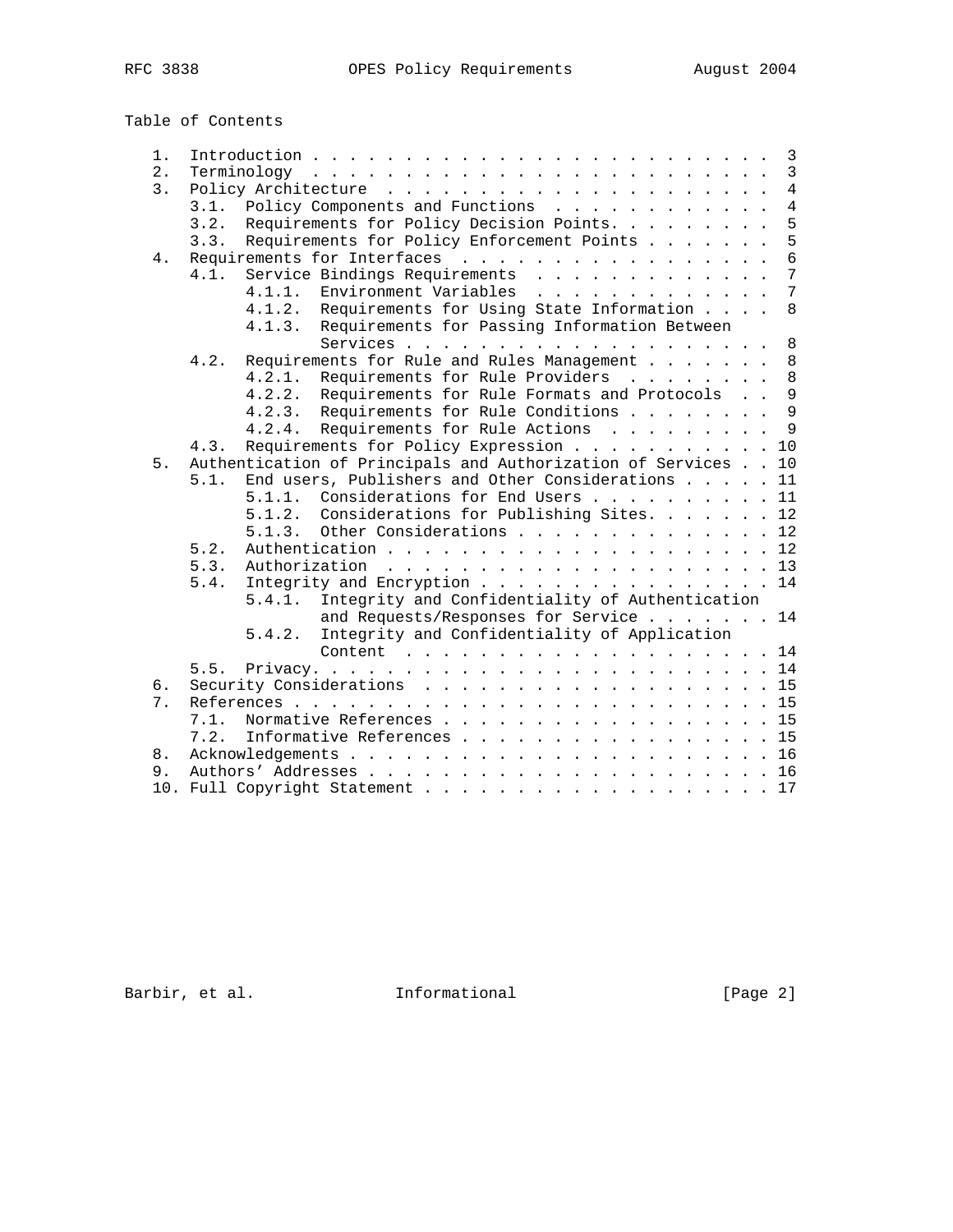Table of Contents

```
   1.  Introduction . . . . . . . . . . . . . . . . . . . . . . . . .  3
   2.  Terminology  . . . . . . . . . . . . . . . . . . . . . . . . .  3
   3.  Policy Architecture  . . . . . . . . . . . . . . . . . . . . .  4
       3.1.  Policy Components and Functions  . . . . . . . . . . . .  4
       3.2.  Requirements for Policy Decision Points. . . . . . . . .  5
       3.3.  Requirements for Policy Enforcement Points . . . . . . .  5
   4.  Requirements for Interfaces  . . . . . . . . . . . . . . . . .  6
       4.1.  Service Bindings Requirements  . . . . . . . . . . . . .  7
             4.1.1.  Environment Variables  . . . . . . . . . . . . .  7
             4.1.2.  Requirements for Using State Information . . . .  8
             4.1.3.  Requirements for Passing Information Between
                     Services . . . . . . . . . . . . . . . . . . . .  8
       4.2.  Requirements for Rule and Rules Management . . . . . . .  8
             4.2.1.  Requirements for Rule Providers  . . . . . . . .  8
             4.2.2.  Requirements for Rule Formats and Protocols  . .  9
             4.2.3.  Requirements for Rule Conditions . . . . . . . .  9
             4.2.4.  Requirements for Rule Actions  . . . . . . . . .  9
       4.3.  Requirements for Policy Expression . . . . . . . . . . . 10
   5.  Authentication of Principals and Authorization of Services . . 10
       5.1.  End users, Publishers and Other Considerations . . . . . 11
             5.1.1.  Considerations for End Users . . . . . . . . . . 11
             5.1.2.  Considerations for Publishing Sites. . . . . . . 12
             5.1.3.  Other Considerations . . . . . . . . . . . . . . 12
       5.2.  Authentication . . . . . . . . . . . . . . . . . . . . . 12
       5.3.  Authorization  . . . . . . . . . . . . . . . . . . . . . 13
       5.4.  Integrity and Encryption . . . . . . . . . . . . . . . . 14
             5.4.1.  Integrity and Confidentiality of Authentication
                     and Requests/Responses for Service . . . . . . . 14
             5.4.2.  Integrity and Confidentiality of Application
                     Content  . . . . . . . . . . . . . . . . . . . . 14
       5.5.  Privacy. . . . . . . . . . . . . . . . . . . . . . . . . 14
   6.  Security Considerations  . . . . . . . . . . . . . . . . . . . 15
   7.  References . . . . . . . . . . . . . . . . . . . . . . . . . . 15
       7.1.  Normative References . . . . . . . . . . . . . . . . . . 15
       7.2.  Informative References . . . . . . . . . . . . . . . . . 15
   8.  Acknowledgements . . . . . . . . . . . . . . . . . . . . . . . 16
   9.  Authors' Addresses . . . . . . . . . . . . . . . . . . . . . . 16
   10. Full Copyright Statement . . . . . . . . . . . . . . . . . . . 17
```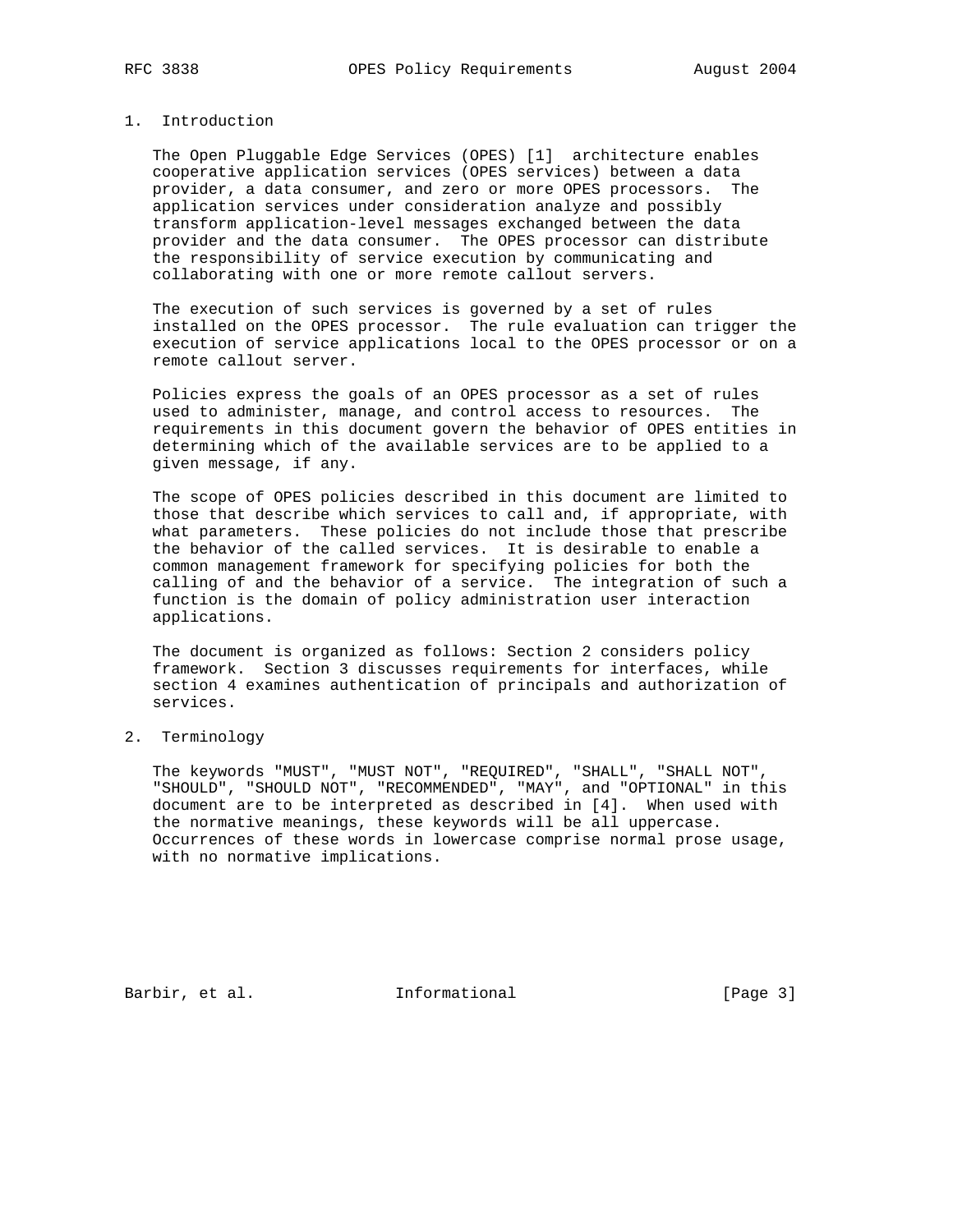# 1. Introduction

The Open Pluggable Edge Services (OPES) [1] architecture enables cooperative application services (OPES services) between a data provider, a data consumer, and zero or more OPES processors. The application services under consideration analyze and possibly transform application-level messages exchanged between the data provider and the data consumer. The OPES processor can distribute the responsibility of service execution by communicating and collaborating with one or more remote callout servers.

The execution of such services is governed by a set of rules installed on the OPES processor. The rule evaluation can trigger the execution of service applications local to the OPES processor or on a remote callout server.

Policies express the goals of an OPES processor as a set of rules used to administer, manage, and control access to resources. The requirements in this document govern the behavior of OPES entities in determining which of the available services are to be applied to a given message, if any.

The scope of OPES policies described in this document are limited to those that describe which services to call and, if appropriate, with what parameters. These policies do not include those that prescribe the behavior of the called services. It is desirable to enable a common management framework for specifying policies for both the calling of and the behavior of a service. The integration of such a function is the domain of policy administration user interaction applications.

The document is organized as follows: Section 2 considers policy framework. Section 3 discusses requirements for interfaces, while section 4 examines authentication of principals and authorization of services.

# 2. Terminology

The keywords "MUST", "MUST NOT", "REQUIRED", "SHALL", "SHALL NOT", "SHOULD", "SHOULD NOT", "RECOMMENDED", "MAY", and "OPTIONAL" in this document are to be interpreted as described in [4]. When used with the normative meanings, these keywords will be all uppercase. Occurrences of these words in lowercase comprise normal prose usage, with no normative implications.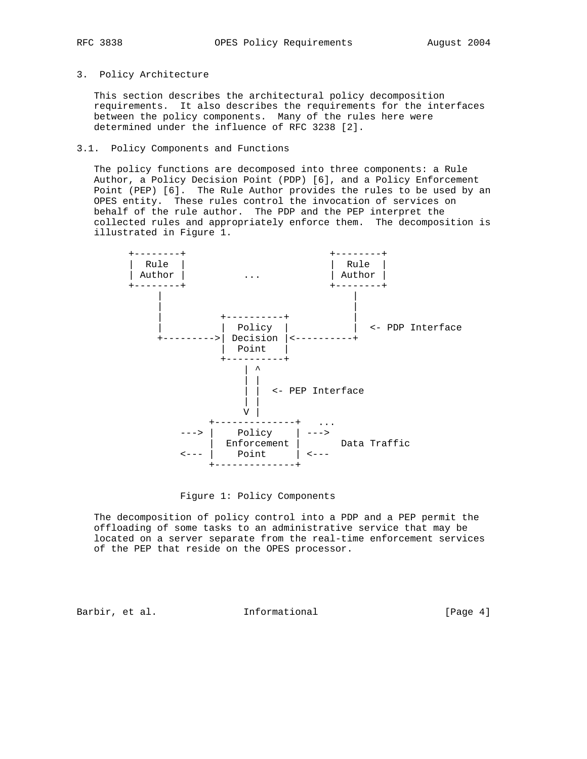# 3. Policy Architecture

This section describes the architectural policy decomposition requirements. It also describes the requirements for the interfaces between the policy components. Many of the rules here were determined under the influence of RFC 3238 [2].

## 3.1. Policy Components and Functions

The policy functions are decomposed into three components: a Rule Author, a Policy Decision Point (PDP) [6], and a Policy Enforcement Point (PEP) [6]. The Rule Author provides the rules to be used by an OPES entity. These rules control the invocation of services on behalf of the rule author. The PDP and the PEP interpret the collected rules and appropriately enforce them. The decomposition is illustrated in Figure 1.

```
    +--------+                        +--------+
    |  Rule  |                        |  Rule  |
    | Author |          ...           | Author |
    +--------+                        +--------+
         |                                 |
         |                                 |
         |          +----------+           |
         |          |  Policy  |           |  <- PDP Interface
         +--------->| Decision |<----------+
                    |  Point   |
                    +----------+
                        | ^
                        | |
                        | |  <- PEP Interface
                        | |
                        V |
                  +--------------+   ...
             ---> |    Policy    | --->
                  |  Enforcement |       Data Traffic
             <--- |    Point     | <---
                  +--------------+
```

Figure 1: Policy Components

The decomposition of policy control into a PDP and a PEP permit the offloading of some tasks to an administrative service that may be located on a server separate from the real-time enforcement services of the PEP that reside on the OPES processor.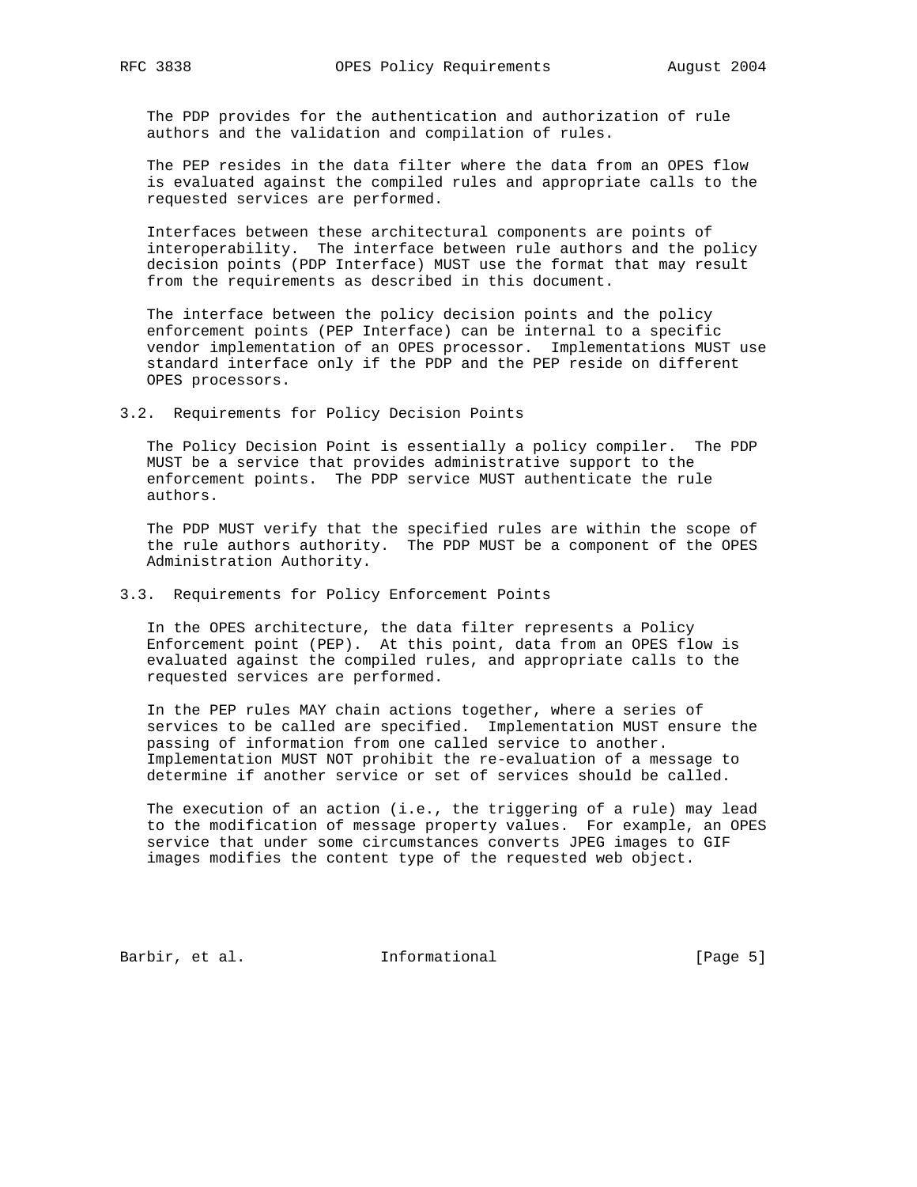The PDP provides for the authentication and authorization of rule authors and the validation and compilation of rules.

The PEP resides in the data filter where the data from an OPES flow is evaluated against the compiled rules and appropriate calls to the requested services are performed.

Interfaces between these architectural components are points of interoperability. The interface between rule authors and the policy decision points (PDP Interface) MUST use the format that may result from the requirements as described in this document.

The interface between the policy decision points and the policy enforcement points (PEP Interface) can be internal to a specific vendor implementation of an OPES processor. Implementations MUST use standard interface only if the PDP and the PEP reside on different OPES processors.

## 3.2. Requirements for Policy Decision Points

The Policy Decision Point is essentially a policy compiler. The PDP MUST be a service that provides administrative support to the enforcement points. The PDP service MUST authenticate the rule authors.

The PDP MUST verify that the specified rules are within the scope of the rule authors authority. The PDP MUST be a component of the OPES Administration Authority.

## 3.3. Requirements for Policy Enforcement Points

In the OPES architecture, the data filter represents a Policy Enforcement point (PEP). At this point, data from an OPES flow is evaluated against the compiled rules, and appropriate calls to the requested services are performed.

In the PEP rules MAY chain actions together, where a series of services to be called are specified. Implementation MUST ensure the passing of information from one called service to another. Implementation MUST NOT prohibit the re-evaluation of a message to determine if another service or set of services should be called.

The execution of an action (i.e., the triggering of a rule) may lead to the modification of message property values. For example, an OPES service that under some circumstances converts JPEG images to GIF images modifies the content type of the requested web object.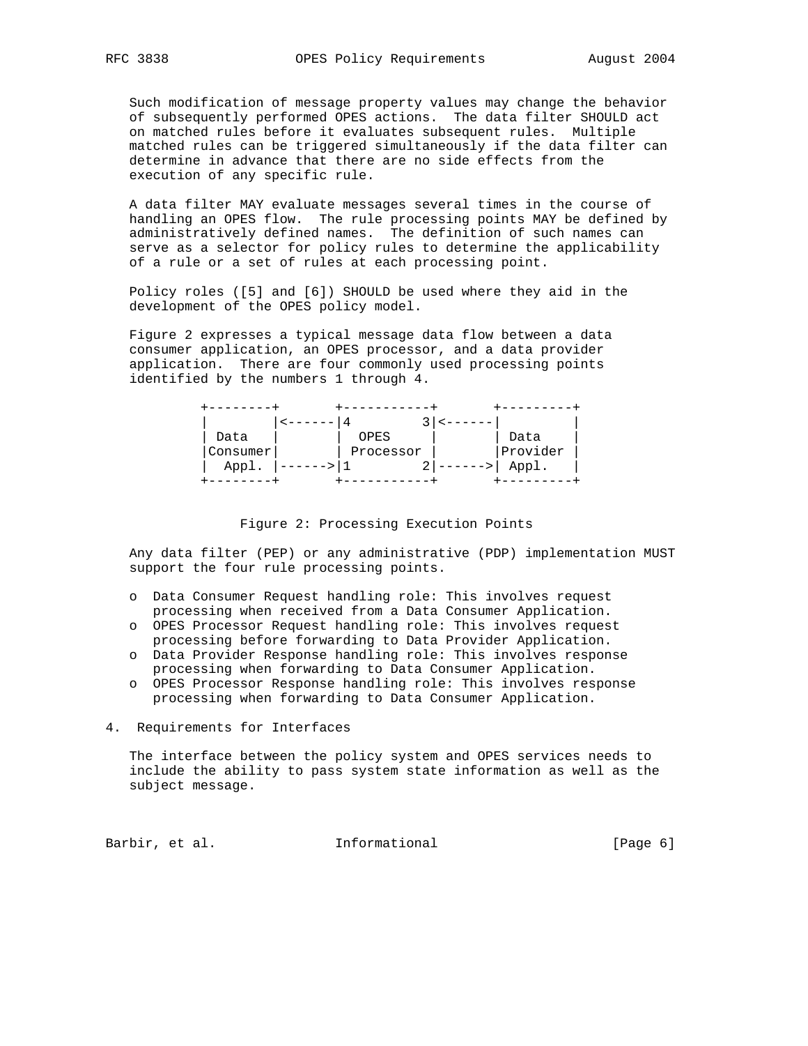Such modification of message property values may change the behavior of subsequently performed OPES actions. The data filter SHOULD act on matched rules before it evaluates subsequent rules. Multiple matched rules can be triggered simultaneously if the data filter can determine in advance that there are no side effects from the execution of any specific rule.

A data filter MAY evaluate messages several times in the course of handling an OPES flow. The rule processing points MAY be defined by administratively defined names. The definition of such names can serve as a selector for policy rules to determine the applicability of a rule or a set of rules at each processing point.

Policy roles ([5] and [6]) SHOULD be used where they aid in the development of the OPES policy model.

Figure 2 expresses a typical message data flow between a data consumer application, an OPES processor, and a data provider application. There are four commonly used processing points identified by the numbers 1 through 4.

```
+--------+       +-----------+       +---------+
|        |<------|4         3|<------|         |
| Data   |       |  OPES     |       | Data    |
|Consumer|       | Processor |       |Provider |
|  Appl. |------>|1         2|------>| Appl.   |
+--------+       +-----------+       +---------+
```

Figure 2: Processing Execution Points

Any data filter (PEP) or any administrative (PDP) implementation MUST support the four rule processing points.

- Data Consumer Request handling role: This involves request processing when received from a Data Consumer Application.
- OPES Processor Request handling role: This involves request processing before forwarding to Data Provider Application.
- Data Provider Response handling role: This involves response processing when forwarding to Data Consumer Application.
- OPES Processor Response handling role: This involves response processing when forwarding to Data Consumer Application.

## 4. Requirements for Interfaces

The interface between the policy system and OPES services needs to include the ability to pass system state information as well as the subject message.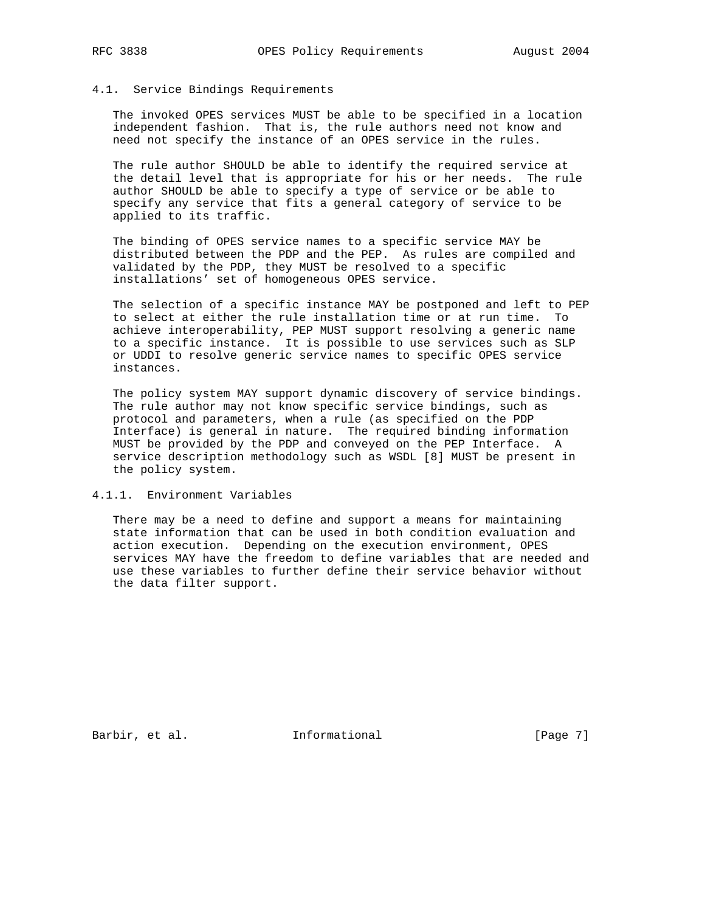### 4.1. Service Bindings Requirements

The invoked OPES services MUST be able to be specified in a location independent fashion. That is, the rule authors need not know and need not specify the instance of an OPES service in the rules.

The rule author SHOULD be able to identify the required service at the detail level that is appropriate for his or her needs. The rule author SHOULD be able to specify a type of service or be able to specify any service that fits a general category of service to be applied to its traffic.

The binding of OPES service names to a specific service MAY be distributed between the PDP and the PEP. As rules are compiled and validated by the PDP, they MUST be resolved to a specific installations' set of homogeneous OPES service.

The selection of a specific instance MAY be postponed and left to PEP to select at either the rule installation time or at run time. To achieve interoperability, PEP MUST support resolving a generic name to a specific instance. It is possible to use services such as SLP or UDDI to resolve generic service names to specific OPES service instances.

The policy system MAY support dynamic discovery of service bindings. The rule author may not know specific service bindings, such as protocol and parameters, when a rule (as specified on the PDP Interface) is general in nature. The required binding information MUST be provided by the PDP and conveyed on the PEP Interface. A service description methodology such as WSDL [8] MUST be present in the policy system.

#### 4.1.1. Environment Variables

There may be a need to define and support a means for maintaining state information that can be used in both condition evaluation and action execution. Depending on the execution environment, OPES services MAY have the freedom to define variables that are needed and use these variables to further define their service behavior without the data filter support.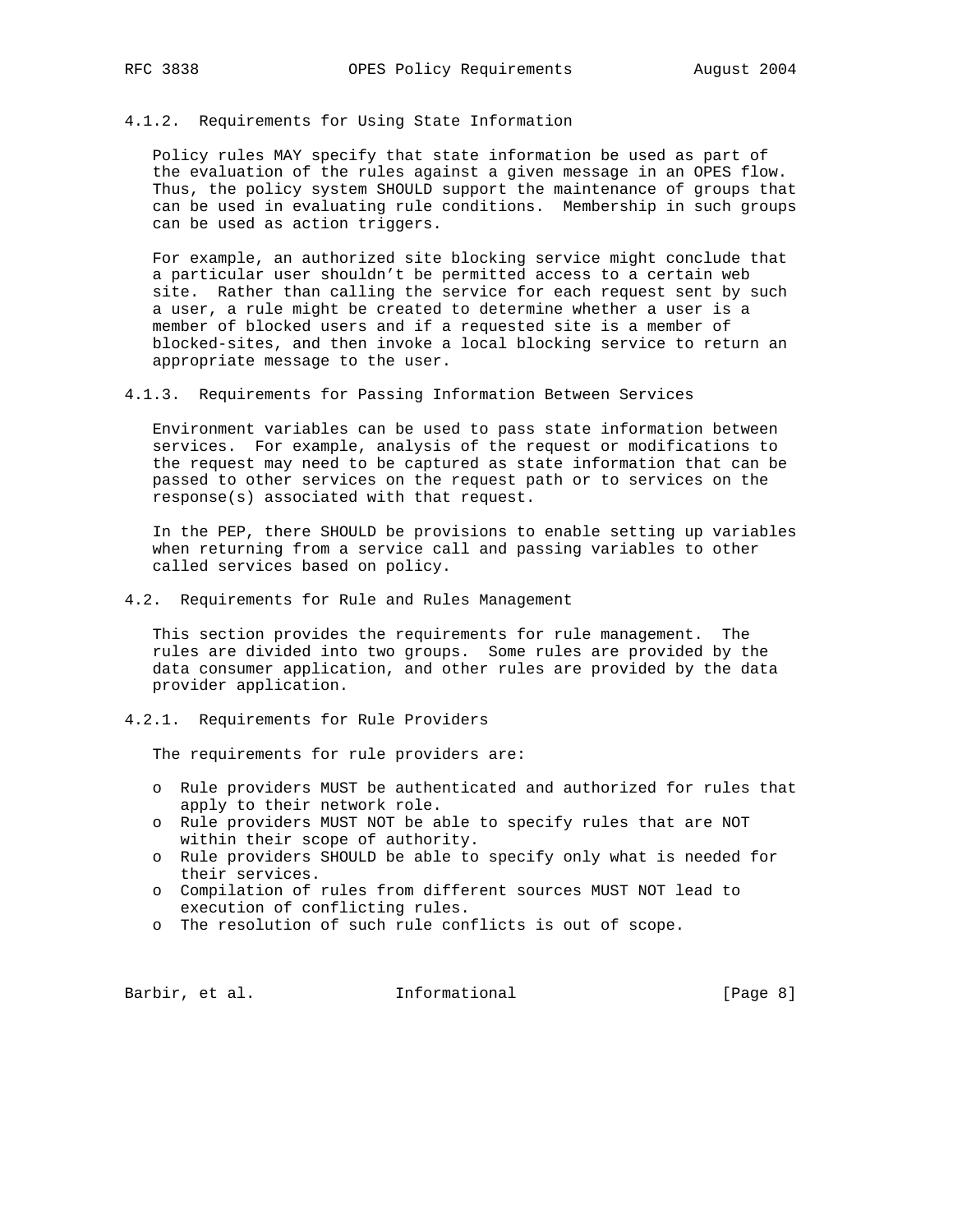### 4.1.2. Requirements for Using State Information

Policy rules MAY specify that state information be used as part of the evaluation of the rules against a given message in an OPES flow. Thus, the policy system SHOULD support the maintenance of groups that can be used in evaluating rule conditions. Membership in such groups can be used as action triggers.

For example, an authorized site blocking service might conclude that a particular user shouldn't be permitted access to a certain web site. Rather than calling the service for each request sent by such a user, a rule might be created to determine whether a user is a member of blocked users and if a requested site is a member of blocked-sites, and then invoke a local blocking service to return an appropriate message to the user.

### 4.1.3. Requirements for Passing Information Between Services

Environment variables can be used to pass state information between services. For example, analysis of the request or modifications to the request may need to be captured as state information that can be passed to other services on the request path or to services on the response(s) associated with that request.

In the PEP, there SHOULD be provisions to enable setting up variables when returning from a service call and passing variables to other called services based on policy.

## 4.2. Requirements for Rule and Rules Management

This section provides the requirements for rule management. The rules are divided into two groups. Some rules are provided by the data consumer application, and other rules are provided by the data provider application.

### 4.2.1. Requirements for Rule Providers

The requirements for rule providers are:

- Rule providers MUST be authenticated and authorized for rules that apply to their network role.
- Rule providers MUST NOT be able to specify rules that are NOT within their scope of authority.
- Rule providers SHOULD be able to specify only what is needed for their services.
- Compilation of rules from different sources MUST NOT lead to execution of conflicting rules.
- The resolution of such rule conflicts is out of scope.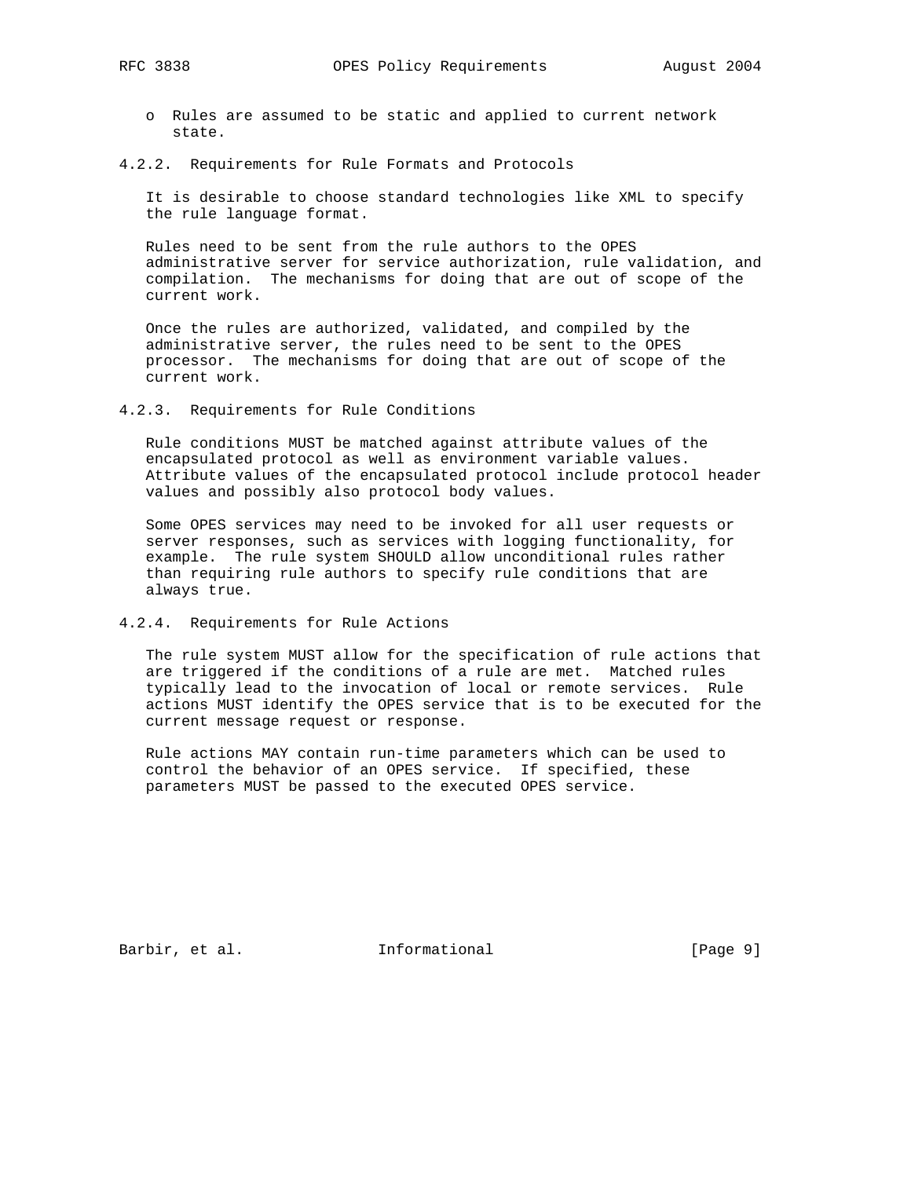- Rules are assumed to be static and applied to current network state.

#### 4.2.2. Requirements for Rule Formats and Protocols

It is desirable to choose standard technologies like XML to specify the rule language format.

Rules need to be sent from the rule authors to the OPES administrative server for service authorization, rule validation, and compilation. The mechanisms for doing that are out of scope of the current work.

Once the rules are authorized, validated, and compiled by the administrative server, the rules need to be sent to the OPES processor. The mechanisms for doing that are out of scope of the current work.

#### 4.2.3. Requirements for Rule Conditions

Rule conditions MUST be matched against attribute values of the encapsulated protocol as well as environment variable values. Attribute values of the encapsulated protocol include protocol header values and possibly also protocol body values.

Some OPES services may need to be invoked for all user requests or server responses, such as services with logging functionality, for example. The rule system SHOULD allow unconditional rules rather than requiring rule authors to specify rule conditions that are always true.

#### 4.2.4. Requirements for Rule Actions

The rule system MUST allow for the specification of rule actions that are triggered if the conditions of a rule are met. Matched rules typically lead to the invocation of local or remote services. Rule actions MUST identify the OPES service that is to be executed for the current message request or response.

Rule actions MAY contain run-time parameters which can be used to control the behavior of an OPES service. If specified, these parameters MUST be passed to the executed OPES service.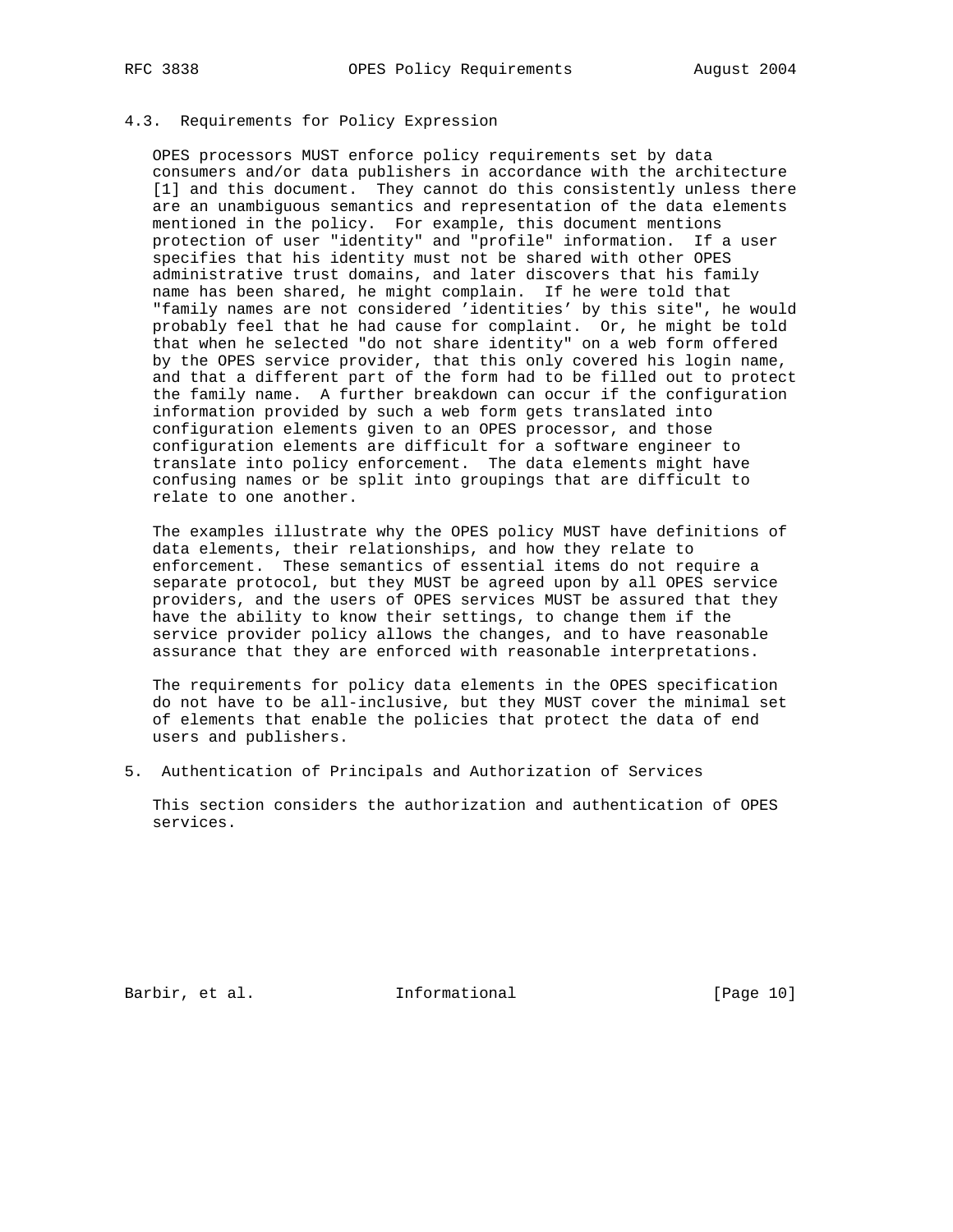### 4.3. Requirements for Policy Expression

OPES processors MUST enforce policy requirements set by data consumers and/or data publishers in accordance with the architecture [1] and this document. They cannot do this consistently unless there are an unambiguous semantics and representation of the data elements mentioned in the policy. For example, this document mentions protection of user "identity" and "profile" information. If a user specifies that his identity must not be shared with other OPES administrative trust domains, and later discovers that his family name has been shared, he might complain. If he were told that "family names are not considered 'identities' by this site", he would probably feel that he had cause for complaint. Or, he might be told that when he selected "do not share identity" on a web form offered by the OPES service provider, that this only covered his login name, and that a different part of the form had to be filled out to protect the family name. A further breakdown can occur if the configuration information provided by such a web form gets translated into configuration elements given to an OPES processor, and those configuration elements are difficult for a software engineer to translate into policy enforcement. The data elements might have confusing names or be split into groupings that are difficult to relate to one another.

The examples illustrate why the OPES policy MUST have definitions of data elements, their relationships, and how they relate to enforcement. These semantics of essential items do not require a separate protocol, but they MUST be agreed upon by all OPES service providers, and the users of OPES services MUST be assured that they have the ability to know their settings, to change them if the service provider policy allows the changes, and to have reasonable assurance that they are enforced with reasonable interpretations.

The requirements for policy data elements in the OPES specification do not have to be all-inclusive, but they MUST cover the minimal set of elements that enable the policies that protect the data of end users and publishers.

## 5. Authentication of Principals and Authorization of Services

This section considers the authorization and authentication of OPES services.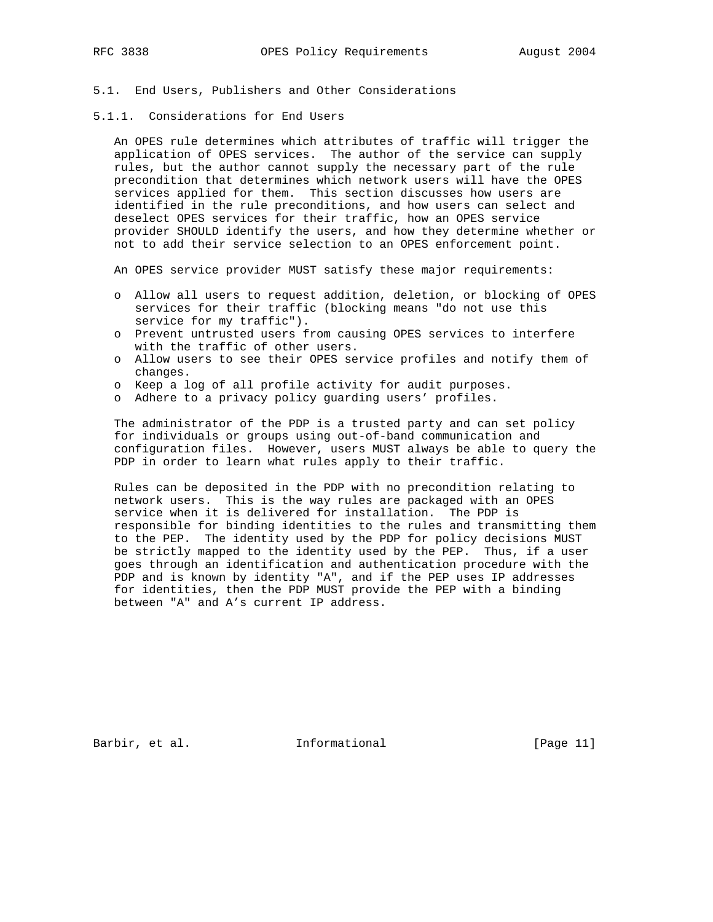### 5.1. End Users, Publishers and Other Considerations

#### 5.1.1. Considerations for End Users

An OPES rule determines which attributes of traffic will trigger the application of OPES services. The author of the service can supply rules, but the author cannot supply the necessary part of the rule precondition that determines which network users will have the OPES services applied for them. This section discusses how users are identified in the rule preconditions, and how users can select and deselect OPES services for their traffic, how an OPES service provider SHOULD identify the users, and how they determine whether or not to add their service selection to an OPES enforcement point.

An OPES service provider MUST satisfy these major requirements:

- Allow all users to request addition, deletion, or blocking of OPES services for their traffic (blocking means "do not use this service for my traffic").
- Prevent untrusted users from causing OPES services to interfere with the traffic of other users.
- Allow users to see their OPES service profiles and notify them of changes.
- Keep a log of all profile activity for audit purposes.
- Adhere to a privacy policy guarding users' profiles.

The administrator of the PDP is a trusted party and can set policy for individuals or groups using out-of-band communication and configuration files. However, users MUST always be able to query the PDP in order to learn what rules apply to their traffic.

Rules can be deposited in the PDP with no precondition relating to network users. This is the way rules are packaged with an OPES service when it is delivered for installation. The PDP is responsible for binding identities to the rules and transmitting them to the PEP. The identity used by the PDP for policy decisions MUST be strictly mapped to the identity used by the PEP. Thus, if a user goes through an identification and authentication procedure with the PDP and is known by identity "A", and if the PEP uses IP addresses for identities, then the PDP MUST provide the PEP with a binding between "A" and A's current IP address.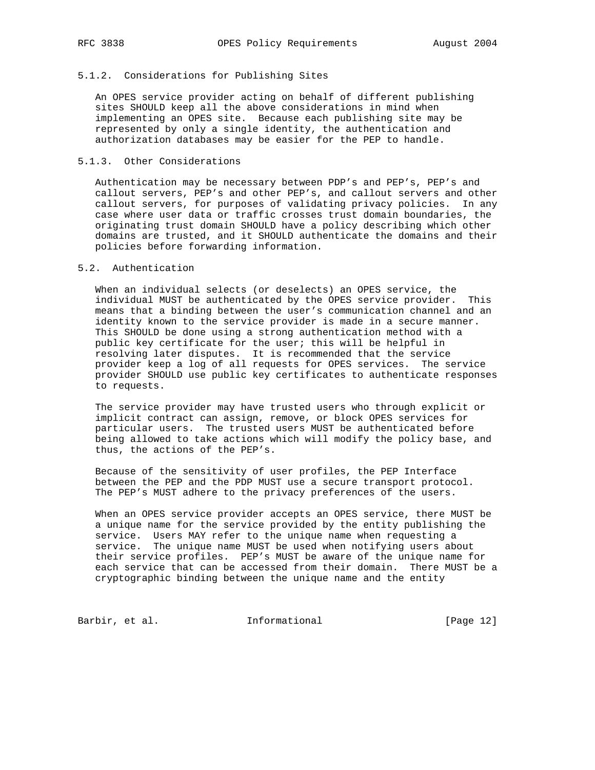### 5.1.2. Considerations for Publishing Sites

An OPES service provider acting on behalf of different publishing sites SHOULD keep all the above considerations in mind when implementing an OPES site. Because each publishing site may be represented by only a single identity, the authentication and authorization databases may be easier for the PEP to handle.

### 5.1.3. Other Considerations

Authentication may be necessary between PDP's and PEP's, PEP's and callout servers, PEP's and other PEP's, and callout servers and other callout servers, for purposes of validating privacy policies. In any case where user data or traffic crosses trust domain boundaries, the originating trust domain SHOULD have a policy describing which other domains are trusted, and it SHOULD authenticate the domains and their policies before forwarding information.

## 5.2. Authentication

When an individual selects (or deselects) an OPES service, the individual MUST be authenticated by the OPES service provider. This means that a binding between the user's communication channel and an identity known to the service provider is made in a secure manner. This SHOULD be done using a strong authentication method with a public key certificate for the user; this will be helpful in resolving later disputes. It is recommended that the service provider keep a log of all requests for OPES services. The service provider SHOULD use public key certificates to authenticate responses to requests.

The service provider may have trusted users who through explicit or implicit contract can assign, remove, or block OPES services for particular users. The trusted users MUST be authenticated before being allowed to take actions which will modify the policy base, and thus, the actions of the PEP's.

Because of the sensitivity of user profiles, the PEP Interface between the PEP and the PDP MUST use a secure transport protocol. The PEP's MUST adhere to the privacy preferences of the users.

When an OPES service provider accepts an OPES service, there MUST be a unique name for the service provided by the entity publishing the service. Users MAY refer to the unique name when requesting a service. The unique name MUST be used when notifying users about their service profiles. PEP's MUST be aware of the unique name for each service that can be accessed from their domain. There MUST be a cryptographic binding between the unique name and the entity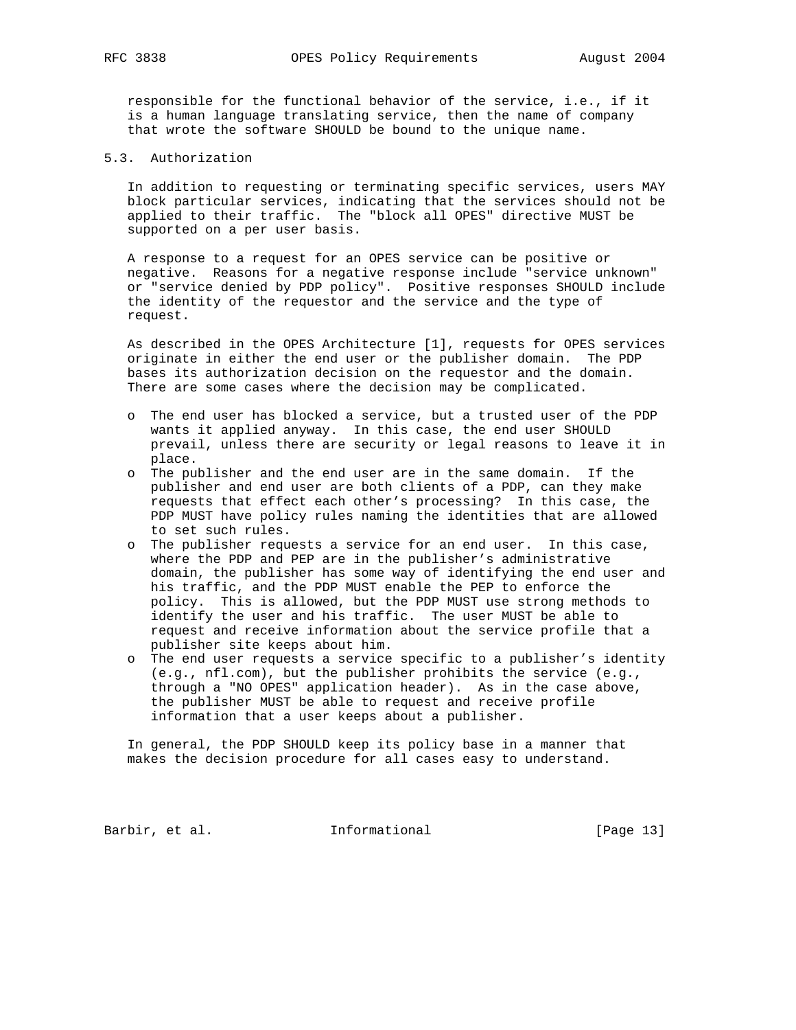responsible for the functional behavior of the service, i.e., if it is a human language translating service, then the name of company that wrote the software SHOULD be bound to the unique name.

### 5.3. Authorization

In addition to requesting or terminating specific services, users MAY block particular services, indicating that the services should not be applied to their traffic. The "block all OPES" directive MUST be supported on a per user basis.

A response to a request for an OPES service can be positive or negative. Reasons for a negative response include "service unknown" or "service denied by PDP policy". Positive responses SHOULD include the identity of the requestor and the service and the type of request.

As described in the OPES Architecture [1], requests for OPES services originate in either the end user or the publisher domain. The PDP bases its authorization decision on the requestor and the domain. There are some cases where the decision may be complicated.

- The end user has blocked a service, but a trusted user of the PDP wants it applied anyway. In this case, the end user SHOULD prevail, unless there are security or legal reasons to leave it in place.
- The publisher and the end user are in the same domain. If the publisher and end user are both clients of a PDP, can they make requests that effect each other's processing? In this case, the PDP MUST have policy rules naming the identities that are allowed to set such rules.
- The publisher requests a service for an end user. In this case, where the PDP and PEP are in the publisher's administrative domain, the publisher has some way of identifying the end user and his traffic, and the PDP MUST enable the PEP to enforce the policy. This is allowed, but the PDP MUST use strong methods to identify the user and his traffic. The user MUST be able to request and receive information about the service profile that a publisher site keeps about him.
- The end user requests a service specific to a publisher's identity (e.g., nfl.com), but the publisher prohibits the service (e.g., through a "NO OPES" application header). As in the case above, the publisher MUST be able to request and receive profile information that a user keeps about a publisher.

In general, the PDP SHOULD keep its policy base in a manner that makes the decision procedure for all cases easy to understand.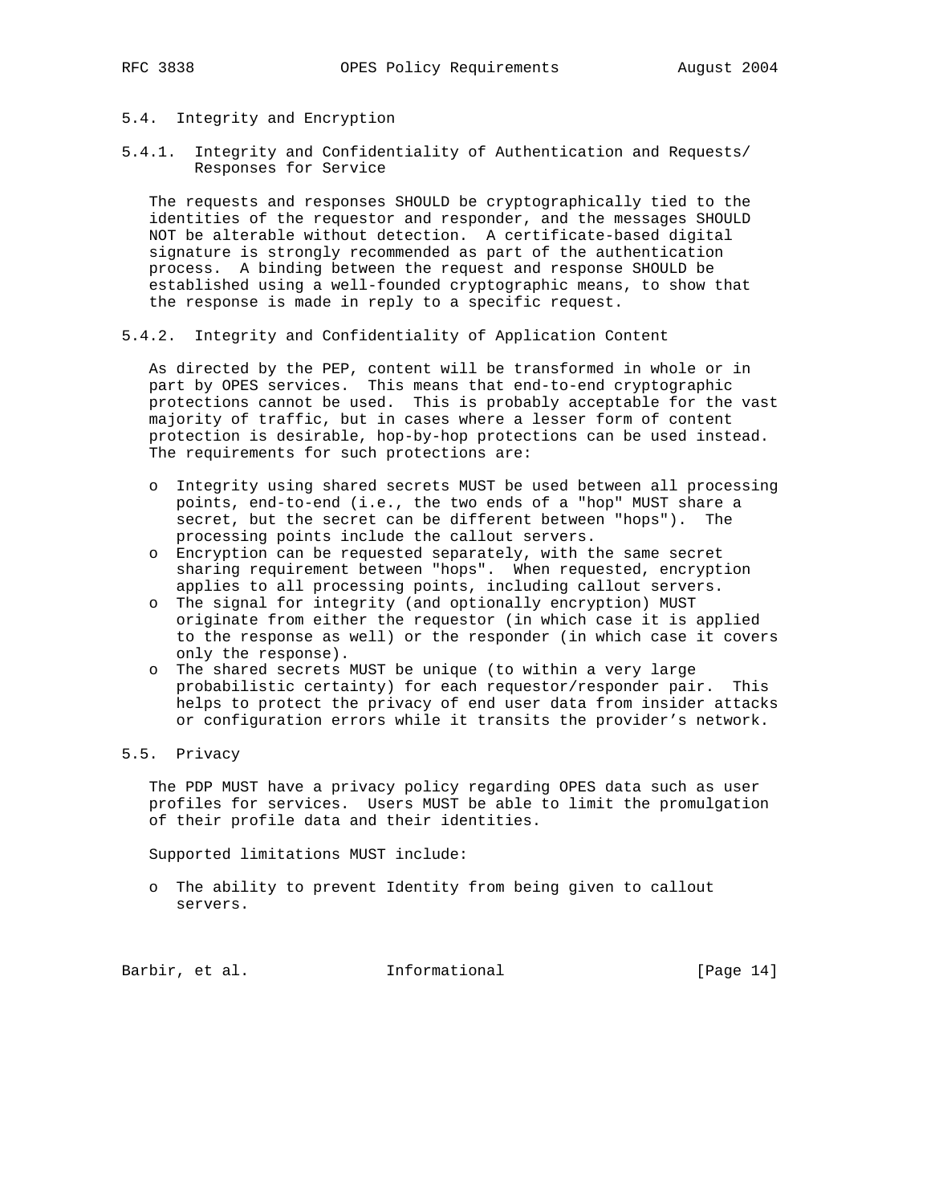### 5.4. Integrity and Encryption

#### 5.4.1. Integrity and Confidentiality of Authentication and Requests/Responses for Service

The requests and responses SHOULD be cryptographically tied to the identities of the requestor and responder, and the messages SHOULD NOT be alterable without detection. A certificate-based digital signature is strongly recommended as part of the authentication process. A binding between the request and response SHOULD be established using a well-founded cryptographic means, to show that the response is made in reply to a specific request.

#### 5.4.2. Integrity and Confidentiality of Application Content

As directed by the PEP, content will be transformed in whole or in part by OPES services. This means that end-to-end cryptographic protections cannot be used. This is probably acceptable for the vast majority of traffic, but in cases where a lesser form of content protection is desirable, hop-by-hop protections can be used instead. The requirements for such protections are:

- Integrity using shared secrets MUST be used between all processing points, end-to-end (i.e., the two ends of a "hop" MUST share a secret, but the secret can be different between "hops"). The processing points include the callout servers.
- Encryption can be requested separately, with the same secret sharing requirement between "hops". When requested, encryption applies to all processing points, including callout servers.
- The signal for integrity (and optionally encryption) MUST originate from either the requestor (in which case it is applied to the response as well) or the responder (in which case it covers only the response).
- The shared secrets MUST be unique (to within a very large probabilistic certainty) for each requestor/responder pair. This helps to protect the privacy of end user data from insider attacks or configuration errors while it transits the provider's network.

### 5.5. Privacy

The PDP MUST have a privacy policy regarding OPES data such as user profiles for services. Users MUST be able to limit the promulgation of their profile data and their identities.

Supported limitations MUST include:

- The ability to prevent Identity from being given to callout servers.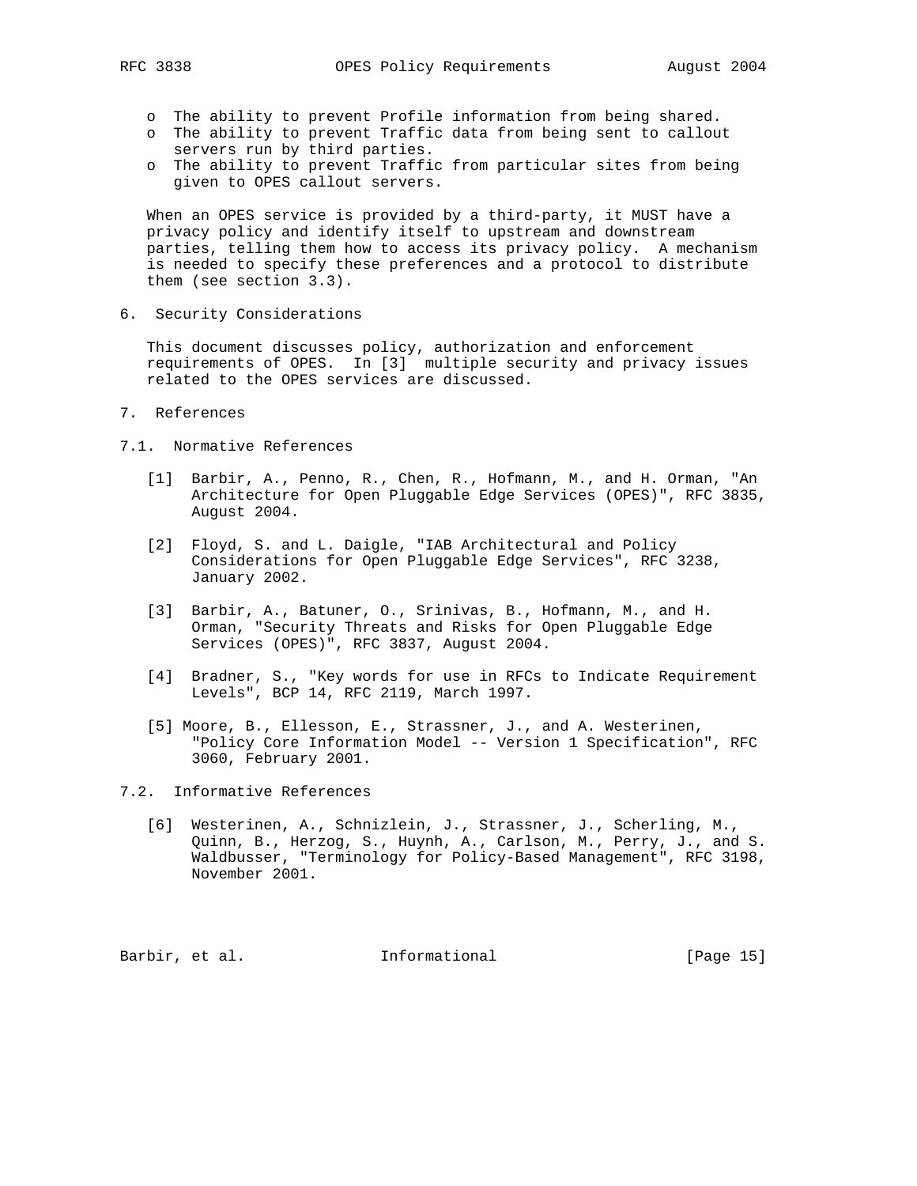- The ability to prevent Profile information from being shared.
- The ability to prevent Traffic data from being sent to callout servers run by third parties.
- The ability to prevent Traffic from particular sites from being given to OPES callout servers.

When an OPES service is provided by a third-party, it MUST have a privacy policy and identify itself to upstream and downstream parties, telling them how to access its privacy policy. A mechanism is needed to specify these preferences and a protocol to distribute them (see section 3.3).

## 6. Security Considerations

This document discusses policy, authorization and enforcement requirements of OPES. In [3] multiple security and privacy issues related to the OPES services are discussed.

## 7. References

### 7.1. Normative References

[1] Barbir, A., Penno, R., Chen, R., Hofmann, M., and H. Orman, "An Architecture for Open Pluggable Edge Services (OPES)", RFC 3835, August 2004.

[2] Floyd, S. and L. Daigle, "IAB Architectural and Policy Considerations for Open Pluggable Edge Services", RFC 3238, January 2002.

[3] Barbir, A., Batuner, O., Srinivas, B., Hofmann, M., and H. Orman, "Security Threats and Risks for Open Pluggable Edge Services (OPES)", RFC 3837, August 2004.

[4] Bradner, S., "Key words for use in RFCs to Indicate Requirement Levels", BCP 14, RFC 2119, March 1997.

[5] Moore, B., Ellesson, E., Strassner, J., and A. Westerinen, "Policy Core Information Model -- Version 1 Specification", RFC 3060, February 2001.

### 7.2. Informative References

[6] Westerinen, A., Schnizlein, J., Strassner, J., Scherling, M., Quinn, B., Herzog, S., Huynh, A., Carlson, M., Perry, J., and S. Waldbusser, "Terminology for Policy-Based Management", RFC 3198, November 2001.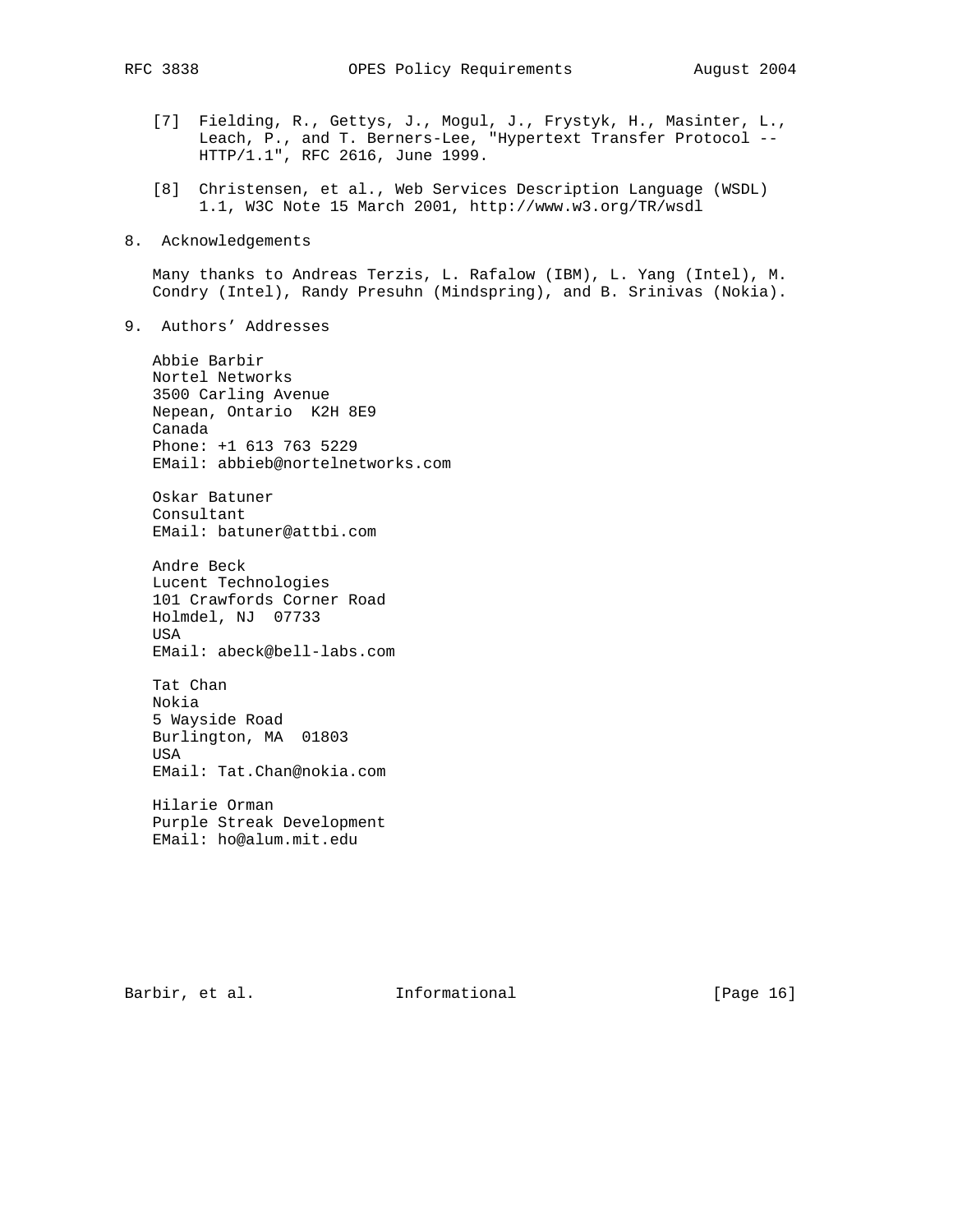[7] Fielding, R., Gettys, J., Mogul, J., Frystyk, H., Masinter, L., Leach, P., and T. Berners-Lee, "Hypertext Transfer Protocol -- HTTP/1.1", RFC 2616, June 1999.

[8] Christensen, et al., Web Services Description Language (WSDL) 1.1, W3C Note 15 March 2001, http://www.w3.org/TR/wsdl

## 8. Acknowledgements

Many thanks to Andreas Terzis, L. Rafalow (IBM), L. Yang (Intel), M. Condry (Intel), Randy Presuhn (Mindspring), and B. Srinivas (Nokia).

## 9. Authors' Addresses

Abbie Barbir
Nortel Networks
3500 Carling Avenue
Nepean, Ontario K2H 8E9
Canada
Phone: +1 613 763 5229
EMail: abbieb@nortelnetworks.com

Oskar Batuner
Consultant
EMail: batuner@attbi.com

Andre Beck
Lucent Technologies
101 Crawfords Corner Road
Holmdel, NJ 07733
USA
EMail: abeck@bell-labs.com

Tat Chan
Nokia
5 Wayside Road
Burlington, MA 01803
USA
EMail: Tat.Chan@nokia.com

Hilarie Orman
Purple Streak Development
EMail: ho@alum.mit.edu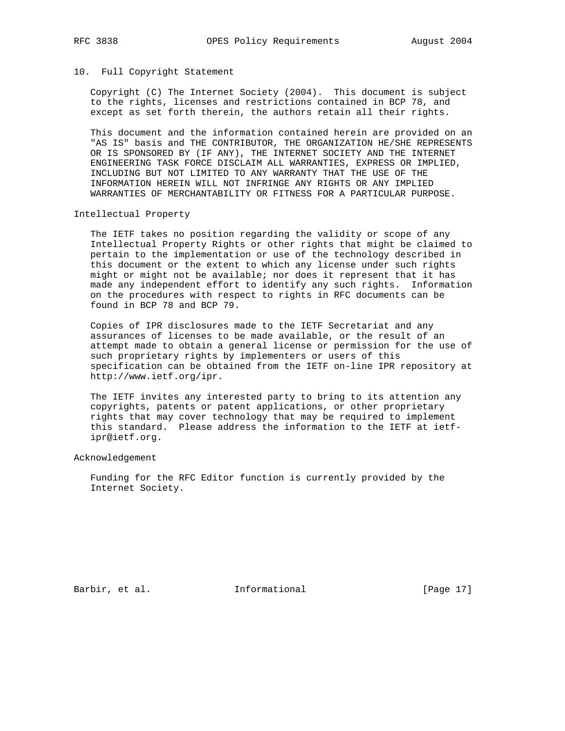## 10. Full Copyright Statement

Copyright (C) The Internet Society (2004). This document is subject to the rights, licenses and restrictions contained in BCP 78, and except as set forth therein, the authors retain all their rights.

This document and the information contained herein are provided on an "AS IS" basis and THE CONTRIBUTOR, THE ORGANIZATION HE/SHE REPRESENTS OR IS SPONSORED BY (IF ANY), THE INTERNET SOCIETY AND THE INTERNET ENGINEERING TASK FORCE DISCLAIM ALL WARRANTIES, EXPRESS OR IMPLIED, INCLUDING BUT NOT LIMITED TO ANY WARRANTY THAT THE USE OF THE INFORMATION HEREIN WILL NOT INFRINGE ANY RIGHTS OR ANY IMPLIED WARRANTIES OF MERCHANTABILITY OR FITNESS FOR A PARTICULAR PURPOSE.

## Intellectual Property

The IETF takes no position regarding the validity or scope of any Intellectual Property Rights or other rights that might be claimed to pertain to the implementation or use of the technology described in this document or the extent to which any license under such rights might or might not be available; nor does it represent that it has made any independent effort to identify any such rights. Information on the procedures with respect to rights in RFC documents can be found in BCP 78 and BCP 79.

Copies of IPR disclosures made to the IETF Secretariat and any assurances of licenses to be made available, or the result of an attempt made to obtain a general license or permission for the use of such proprietary rights by implementers or users of this specification can be obtained from the IETF on-line IPR repository at http://www.ietf.org/ipr.

The IETF invites any interested party to bring to its attention any copyrights, patents or patent applications, or other proprietary rights that may cover technology that may be required to implement this standard. Please address the information to the IETF at ietf-ipr@ietf.org.

## Acknowledgement

Funding for the RFC Editor function is currently provided by the Internet Society.